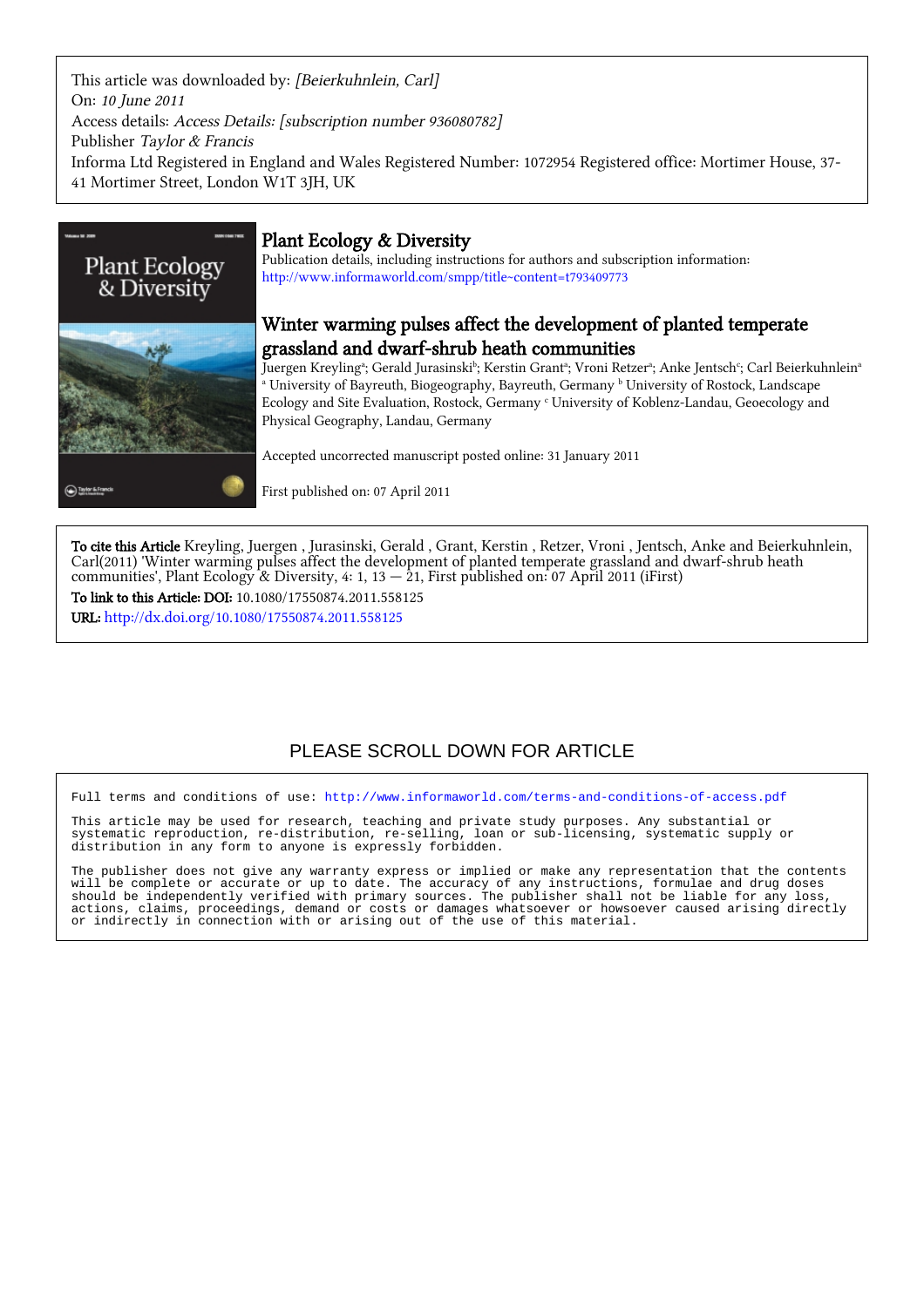This article was downloaded by: *[Beierkuhnlein, Carl]*
On: *10 June 2011*
Access details: *Access Details: [subscription number 936080782]*
Publisher *Taylor & Francis*
Informa Ltd Registered in England and Wales Registered Number: 1072954 Registered office: Mortimer House, 37-41 Mortimer Street, London W1T 3JH, UK

# Plant Ecology & Diversity

Publication details, including instructions for authors and subscription information:
http://www.informaworld.com/smpp/title~content=t793409773

## Winter warming pulses affect the development of planted temperate grassland and dwarf-shrub heath communities

Juergen Kreyling[a]; Gerald Jurasinski[b]; Kerstin Grant[a]; Vroni Retzer[a]; Anke Jentsch[c]; Carl Beierkuhnlein[a]
[a] University of Bayreuth, Biogeography, Bayreuth, Germany [b] University of Rostock, Landscape Ecology and Site Evaluation, Rostock, Germany [c] University of Koblenz-Landau, Geoecology and Physical Geography, Landau, Germany

Accepted uncorrected manuscript posted online: 31 January 2011

First published on: 07 April 2011

**To cite this Article** Kreyling, Juergen , Jurasinski, Gerald , Grant, Kerstin , Retzer, Vroni , Jentsch, Anke and Beierkuhnlein, Carl(2011) 'Winter warming pulses affect the development of planted temperate grassland and dwarf-shrub heath communities', Plant Ecology & Diversity, 4: 1, 13 — 21, First published on: 07 April 2011 (iFirst)

**To link to this Article: DOI:** 10.1080/17550874.2011.558125

**URL:** http://dx.doi.org/10.1080/17550874.2011.558125

PLEASE SCROLL DOWN FOR ARTICLE

Full terms and conditions of use: http://www.informaworld.com/terms-and-conditions-of-access.pdf

This article may be used for research, teaching and private study purposes. Any substantial or systematic reproduction, re-distribution, re-selling, loan or sub-licensing, systematic supply or distribution in any form to anyone is expressly forbidden.

The publisher does not give any warranty express or implied or make any representation that the contents will be complete or accurate or up to date. The accuracy of any instructions, formulae and drug doses should be independently verified with primary sources. The publisher shall not be liable for any loss, actions, claims, proceedings, demand or costs or damages whatsoever or howsoever caused arising directly or indirectly in connection with or arising out of the use of this material.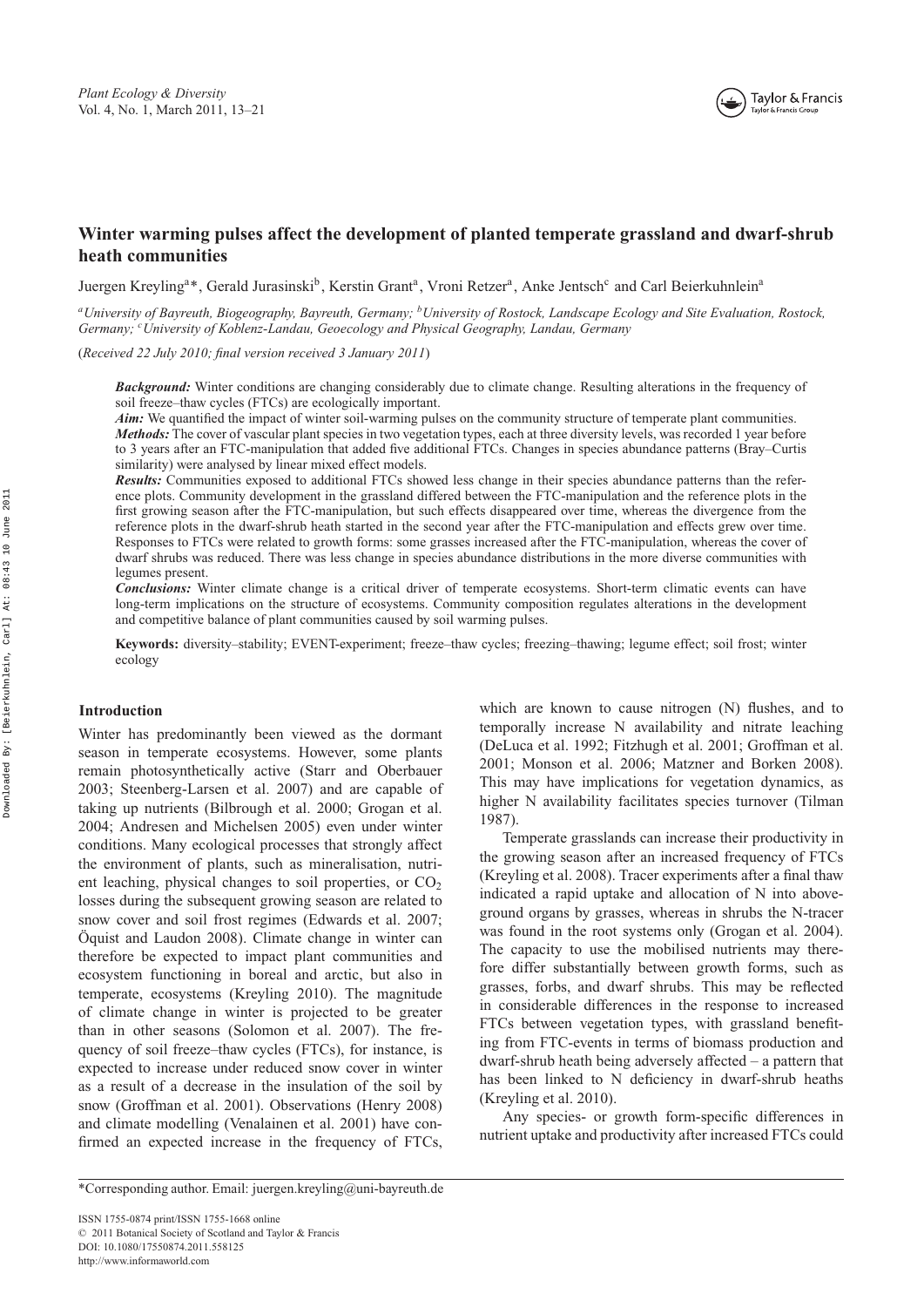# Winter warming pulses affect the development of planted temperate grassland and dwarf-shrub heath communities

Juergen Kreyling[a]*, Gerald Jurasinski[b], Kerstin Grant[a], Vroni Retzer[a], Anke Jentsch[c] and Carl Beierkuhnlein[a]

[a]*University of Bayreuth, Biogeography, Bayreuth, Germany;* [b]*University of Rostock, Landscape Ecology and Site Evaluation, Rostock, Germany;* [c]*University of Koblenz-Landau, Geoecology and Physical Geography, Landau, Germany*

(*Received 22 July 2010; final version received 3 January 2011*)

***Background:*** Winter conditions are changing considerably due to climate change. Resulting alterations in the frequency of soil freeze–thaw cycles (FTCs) are ecologically important.

***Aim:*** We quantified the impact of winter soil-warming pulses on the community structure of temperate plant communities.

***Methods:*** The cover of vascular plant species in two vegetation types, each at three diversity levels, was recorded 1 year before to 3 years after an FTC-manipulation that added five additional FTCs. Changes in species abundance patterns (Bray–Curtis similarity) were analysed by linear mixed effect models.

***Results:*** Communities exposed to additional FTCs showed less change in their species abundance patterns than the reference plots. Community development in the grassland differed between the FTC-manipulation and the reference plots in the first growing season after the FTC-manipulation, but such effects disappeared over time, whereas the divergence from the reference plots in the dwarf-shrub heath started in the second year after the FTC-manipulation and effects grew over time. Responses to FTCs were related to growth forms: some grasses increased after the FTC-manipulation, whereas the cover of dwarf shrubs was reduced. There was less change in species abundance distributions in the more diverse communities with legumes present.

***Conclusions:*** Winter climate change is a critical driver of temperate ecosystems. Short-term climatic events can have long-term implications on the structure of ecosystems. Community composition regulates alterations in the development and competitive balance of plant communities caused by soil warming pulses.

**Keywords:** diversity–stability; EVENT-experiment; freeze–thaw cycles; freezing–thawing; legume effect; soil frost; winter ecology

## Introduction

Winter has predominantly been viewed as the dormant season in temperate ecosystems. However, some plants remain photosynthetically active (Starr and Oberbauer 2003; Steenberg-Larsen et al. 2007) and are capable of taking up nutrients (Bilbrough et al. 2000; Grogan et al. 2004; Andresen and Michelsen 2005) even under winter conditions. Many ecological processes that strongly affect the environment of plants, such as mineralisation, nutrient leaching, physical changes to soil properties, or $CO_2$ losses during the subsequent growing season are related to snow cover and soil frost regimes (Edwards et al. 2007; Öquist and Laudon 2008). Climate change in winter can therefore be expected to impact plant communities and ecosystem functioning in boreal and arctic, but also in temperate, ecosystems (Kreyling 2010). The magnitude of climate change in winter is projected to be greater than in other seasons (Solomon et al. 2007). The frequency of soil freeze–thaw cycles (FTCs), for instance, is expected to increase under reduced snow cover in winter as a result of a decrease in the insulation of the soil by snow (Groffman et al. 2001). Observations (Henry 2008) and climate modelling (Venalainen et al. 2001) have confirmed an expected increase in the frequency of FTCs, which are known to cause nitrogen (N) flushes, and to temporally increase N availability and nitrate leaching (DeLuca et al. 1992; Fitzhugh et al. 2001; Groffman et al. 2001; Monson et al. 2006; Matzner and Borken 2008). This may have implications for vegetation dynamics, as higher N availability facilitates species turnover (Tilman 1987).

Temperate grasslands can increase their productivity in the growing season after an increased frequency of FTCs (Kreyling et al. 2008). Tracer experiments after a final thaw indicated a rapid uptake and allocation of N into aboveground organs by grasses, whereas in shrubs the N-tracer was found in the root systems only (Grogan et al. 2004). The capacity to use the mobilised nutrients may therefore differ substantially between growth forms, such as grasses, forbs, and dwarf shrubs. This may be reflected in considerable differences in the response to increased FTCs between vegetation types, with grassland benefiting from FTC-events in terms of biomass production and dwarf-shrub heath being adversely affected – a pattern that has been linked to N deficiency in dwarf-shrub heaths (Kreyling et al. 2010).

Any species- or growth form-specific differences in nutrient uptake and productivity after increased FTCs could

*Corresponding author. Email: juergen.kreyling@uni-bayreuth.de

ISSN 1755-0874 print/ISSN 1755-1668 online
© 2011 Botanical Society of Scotland and Taylor & Francis
DOI: 10.1080/17550874.2011.558125
http://www.informaworld.com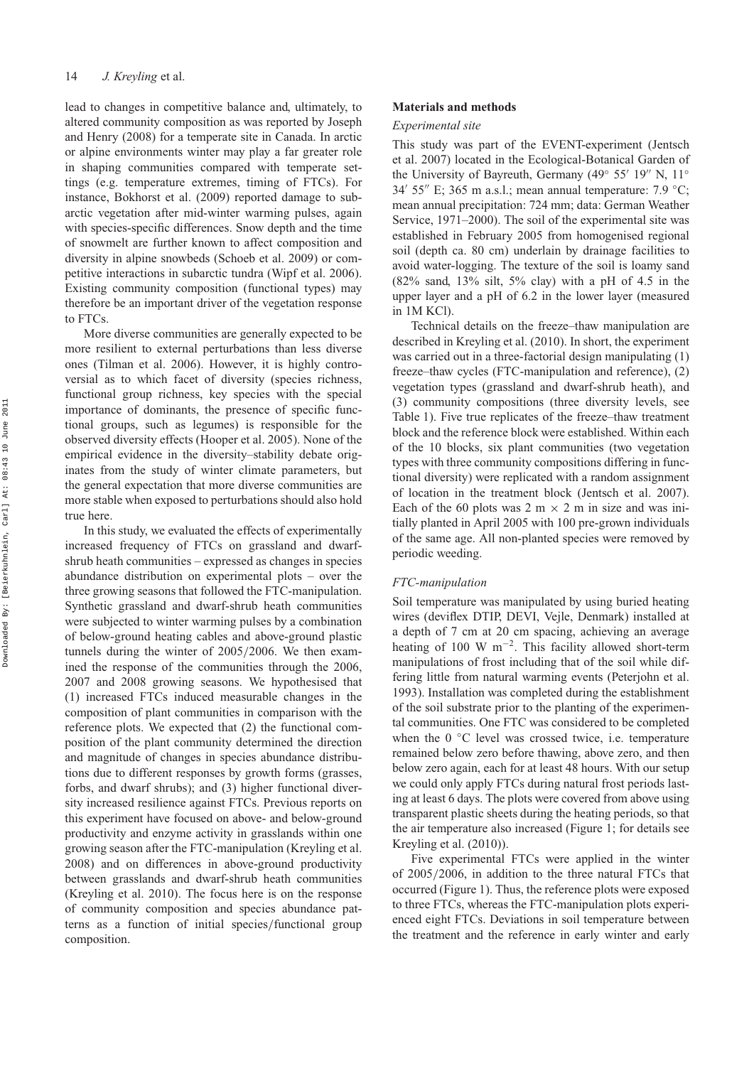lead to changes in competitive balance and, ultimately, to altered community composition as was reported by Joseph and Henry (2008) for a temperate site in Canada. In arctic or alpine environments winter may play a far greater role in shaping communities compared with temperate settings (e.g. temperature extremes, timing of FTCs). For instance, Bokhorst et al. (2009) reported damage to subarctic vegetation after mid-winter warming pulses, again with species-specific differences. Snow depth and the time of snowmelt are further known to affect composition and diversity in alpine snowbeds (Schoeb et al. 2009) or competitive interactions in subarctic tundra (Wipf et al. 2006). Existing community composition (functional types) may therefore be an important driver of the vegetation response to FTCs.

More diverse communities are generally expected to be more resilient to external perturbations than less diverse ones (Tilman et al. 2006). However, it is highly controversial as to which facet of diversity (species richness, functional group richness, key species with the special importance of dominants, the presence of specific functional groups, such as legumes) is responsible for the observed diversity effects (Hooper et al. 2005). None of the empirical evidence in the diversity–stability debate originates from the study of winter climate parameters, but the general expectation that more diverse communities are more stable when exposed to perturbations should also hold true here.

In this study, we evaluated the effects of experimentally increased frequency of FTCs on grassland and dwarf-shrub heath communities – expressed as changes in species abundance distribution on experimental plots – over the three growing seasons that followed the FTC-manipulation. Synthetic grassland and dwarf-shrub heath communities were subjected to winter warming pulses by a combination of below-ground heating cables and above-ground plastic tunnels during the winter of 2005/2006. We then examined the response of the communities through the 2006, 2007 and 2008 growing seasons. We hypothesised that (1) increased FTCs induced measurable changes in the composition of plant communities in comparison with the reference plots. We expected that (2) the functional composition of the plant community determined the direction and magnitude of changes in species abundance distributions due to different responses by growth forms (grasses, forbs, and dwarf shrubs); and (3) higher functional diversity increased resilience against FTCs. Previous reports on this experiment have focused on above- and below-ground productivity and enzyme activity in grasslands within one growing season after the FTC-manipulation (Kreyling et al. 2008) and on differences in above-ground productivity between grasslands and dwarf-shrub heath communities (Kreyling et al. 2010). The focus here is on the response of community composition and species abundance patterns as a function of initial species/functional group composition.

## Materials and methods

### *Experimental site*

This study was part of the EVENT-experiment (Jentsch et al. 2007) located in the Ecological-Botanical Garden of the University of Bayreuth, Germany (49° 55′ 19″ N, 11° 34′ 55″ E; 365 m a.s.l.; mean annual temperature: 7.9 °C; mean annual precipitation: 724 mm; data: German Weather Service, 1971–2000). The soil of the experimental site was established in February 2005 from homogenised regional soil (depth ca. 80 cm) underlain by drainage facilities to avoid water-logging. The texture of the soil is loamy sand (82% sand, 13% silt, 5% clay) with a pH of 4.5 in the upper layer and a pH of 6.2 in the lower layer (measured in 1M KCl).

Technical details on the freeze–thaw manipulation are described in Kreyling et al. (2010). In short, the experiment was carried out in a three-factorial design manipulating (1) freeze–thaw cycles (FTC-manipulation and reference), (2) vegetation types (grassland and dwarf-shrub heath), and (3) community compositions (three diversity levels, see Table 1). Five true replicates of the freeze–thaw treatment block and the reference block were established. Within each of the 10 blocks, six plant communities (two vegetation types with three community compositions differing in functional diversity) were replicated with a random assignment of location in the treatment block (Jentsch et al. 2007). Each of the 60 plots was 2 m × 2 m in size and was initially planted in April 2005 with 100 pre-grown individuals of the same age. All non-planted species were removed by periodic weeding.

### *FTC-manipulation*

Soil temperature was manipulated by using buried heating wires (deviflex DTIP, DEVI, Vejle, Denmark) installed at a depth of 7 cm at 20 cm spacing, achieving an average heating of 100 W $m^{-2}$. This facility allowed short-term manipulations of frost including that of the soil while differing little from natural warming events (Peterjohn et al. 1993). Installation was completed during the establishment of the soil substrate prior to the planting of the experimental communities. One FTC was considered to be completed when the 0 °C level was crossed twice, i.e. temperature remained below zero before thawing, above zero, and then below zero again, each for at least 48 hours. With our setup we could only apply FTCs during natural frost periods lasting at least 6 days. The plots were covered from above using transparent plastic sheets during the heating periods, so that the air temperature also increased (Figure 1; for details see Kreyling et al. (2010)).

Five experimental FTCs were applied in the winter of 2005/2006, in addition to the three natural FTCs that occurred (Figure 1). Thus, the reference plots were exposed to three FTCs, whereas the FTC-manipulation plots experienced eight FTCs. Deviations in soil temperature between the treatment and the reference in early winter and early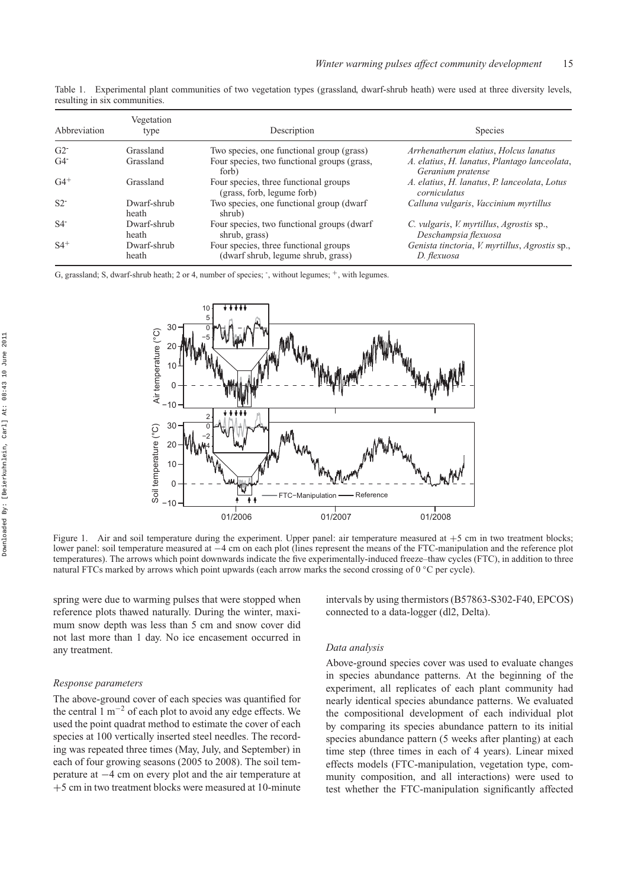Table 1. Experimental plant communities of two vegetation types (grassland, dwarf-shrub heath) were used at three diversity levels, resulting in six communities.

| Abbreviation | Vegetation type | Description | Species |
|---|---|---|---|
| G2⁻ | Grassland | Two species, one functional group (grass) | *Arrhenatherum elatius*, *Holcus lanatus* |
| G4⁻ | Grassland | Four species, two functional groups (grass, forb) | *A. elatius*, *H. lanatus*, *Plantago lanceolata*, *Geranium pratense* |
| G4⁺ | Grassland | Four species, three functional groups (grass, forb, legume forb) | *A. elatius*, *H. lanatus*, *P. lanceolata*, *Lotus corniculatus* |
| S2⁻ | Dwarf-shrub heath | Two species, one functional group (dwarf shrub) | *Calluna vulgaris*, *Vaccinium myrtillus* |
| S4⁻ | Dwarf-shrub heath | Four species, two functional groups (dwarf shrub, grass) | *C. vulgaris*, *V. myrtillus*, *Agrostis* sp., *Deschampsia flexuosa* |
| S4⁺ | Dwarf-shrub heath | Four species, three functional groups (dwarf shrub, legume shrub, grass) | *Genista tinctoria*, *V. myrtillus*, *Agrostis* sp., *D. flexuosa* |

G, grassland; S, dwarf-shrub heath; 2 or 4, number of species; ⁻, without legumes; ⁺, with legumes.

Figure 1. Air and soil temperature during the experiment. Upper panel: air temperature measured at +5 cm in two treatment blocks; lower panel: soil temperature measured at −4 cm on each plot (lines represent the means of the FTC-manipulation and the reference plot temperatures). The arrows which point downwards indicate the five experimentally-induced freeze–thaw cycles (FTC), in addition to three natural FTCs marked by arrows which point upwards (each arrow marks the second crossing of 0 °C per cycle).

spring were due to warming pulses that were stopped when reference plots thawed naturally. During the winter, maximum snow depth was less than 5 cm and snow cover did not last more than 1 day. No ice encasement occurred in any treatment.

### *Response parameters*

The above-ground cover of each species was quantified for the central 1 $m^{-2}$ of each plot to avoid any edge effects. We used the point quadrat method to estimate the cover of each species at 100 vertically inserted steel needles. The recording was repeated three times (May, July, and September) in each of four growing seasons (2005 to 2008). The soil temperature at −4 cm on every plot and the air temperature at +5 cm in two treatment blocks were measured at 10-minute intervals by using thermistors (B57863-S302-F40, EPCOS) connected to a data-logger (dl2, Delta).

### *Data analysis*

Above-ground species cover was used to evaluate changes in species abundance patterns. At the beginning of the experiment, all replicates of each plant community had nearly identical species abundance patterns. We evaluated the compositional development of each individual plot by comparing its species abundance pattern to its initial species abundance pattern (5 weeks after planting) at each time step (three times in each of 4 years). Linear mixed effects models (FTC-manipulation, vegetation type, community composition, and all interactions) were used to test whether the FTC-manipulation significantly affected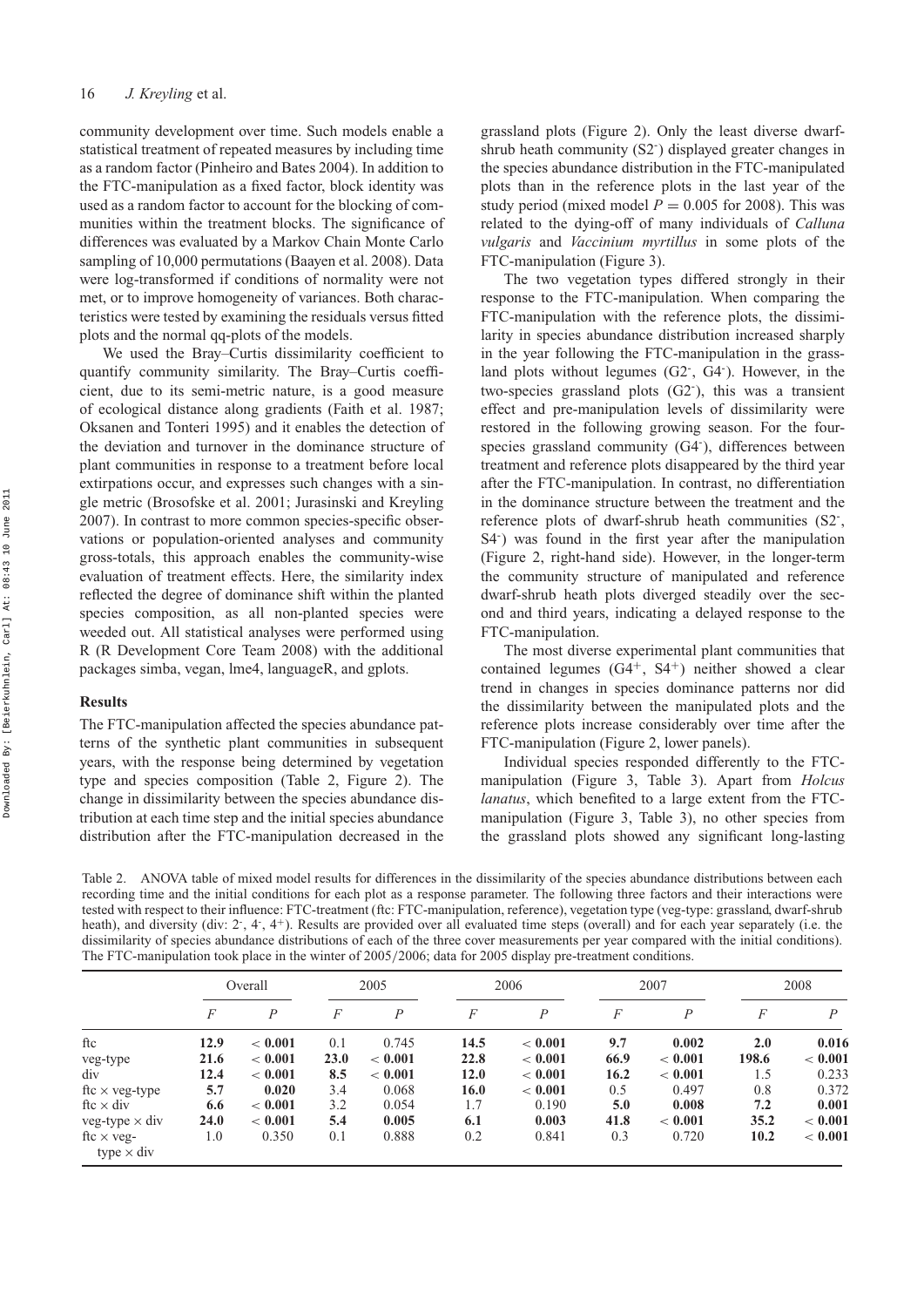community development over time. Such models enable a statistical treatment of repeated measures by including time as a random factor (Pinheiro and Bates 2004). In addition to the FTC-manipulation as a fixed factor, block identity was used as a random factor to account for the blocking of communities within the treatment blocks. The significance of differences was evaluated by a Markov Chain Monte Carlo sampling of 10,000 permutations (Baayen et al. 2008). Data were log-transformed if conditions of normality were not met, or to improve homogeneity of variances. Both characteristics were tested by examining the residuals versus fitted plots and the normal qq-plots of the models.

We used the Bray–Curtis dissimilarity coefficient to quantify community similarity. The Bray–Curtis coefficient, due to its semi-metric nature, is a good measure of ecological distance along gradients (Faith et al. 1987; Oksanen and Tonteri 1995) and it enables the detection of the deviation and turnover in the dominance structure of plant communities in response to a treatment before local extirpations occur, and expresses such changes with a single metric (Brosofske et al. 2001; Jurasinski and Kreyling 2007). In contrast to more common species-specific observations or population-oriented analyses and community gross-totals, this approach enables the community-wise evaluation of treatment effects. Here, the similarity index reflected the degree of dominance shift within the planted species composition, as all non-planted species were weeded out. All statistical analyses were performed using R (R Development Core Team 2008) with the additional packages simba, vegan, lme4, languageR, and gplots.

## Results

The FTC-manipulation affected the species abundance patterns of the synthetic plant communities in subsequent years, with the response being determined by vegetation type and species composition (Table 2, Figure 2). The change in dissimilarity between the species abundance distribution at each time step and the initial species abundance distribution after the FTC-manipulation decreased in the grassland plots (Figure 2). Only the least diverse dwarf-shrub heath community (S2$^-$) displayed greater changes in the species abundance distribution in the FTC-manipulated plots than in the reference plots in the last year of the study period (mixed model $P = 0.005$ for 2008). This was related to the dying-off of many individuals of *Calluna vulgaris* and *Vaccinium myrtillus* in some plots of the FTC-manipulation (Figure 3).

The two vegetation types differed strongly in their response to the FTC-manipulation. When comparing the FTC-manipulation with the reference plots, the dissimilarity in species abundance distribution increased sharply in the year following the FTC-manipulation in the grassland plots without legumes (G2$^-$, G4$^-$). However, in the two-species grassland plots (G2$^-$), this was a transient effect and pre-manipulation levels of dissimilarity were restored in the following growing season. For the four-species grassland community (G4$^-$), differences between treatment and reference plots disappeared by the third year after the FTC-manipulation. In contrast, no differentiation in the dominance structure between the treatment and the reference plots of dwarf-shrub heath communities (S2$^-$, S4$^-$) was found in the first year after the manipulation (Figure 2, right-hand side). However, in the longer-term the community structure of manipulated and reference dwarf-shrub heath plots diverged steadily over the second and third years, indicating a delayed response to the FTC-manipulation.

The most diverse experimental plant communities that contained legumes (G4$^+$, S4$^+$) neither showed a clear trend in changes in species dominance patterns nor did the dissimilarity between the manipulated plots and the reference plots increase considerably over time after the FTC-manipulation (Figure 2, lower panels).

Individual species responded differently to the FTC-manipulation (Figure 3, Table 3). Apart from *Holcus lanatus*, which benefited to a large extent from the FTC-manipulation (Figure 3, Table 3), no other species from the grassland plots showed any significant long-lasting

Table 2. ANOVA table of mixed model results for differences in the dissimilarity of the species abundance distributions between each recording time and the initial conditions for each plot as a response parameter. The following three factors and their interactions were tested with respect to their influence: FTC-treatment (ftc: FTC-manipulation, reference), vegetation type (veg-type: grassland, dwarf-shrub heath), and diversity (div: 2$^-$, 4$^-$, 4$^+$). Results are provided over all evaluated time steps (overall) and for each year separately (i.e. the dissimilarity of species abundance distributions of each of the three cover measurements per year compared with the initial conditions). The FTC-manipulation took place in the winter of 2005/2006; data for 2005 display pre-treatment conditions.

| | Overall | | 2005 | | 2006 | | 2007 | | 2008 | |
|---|---|---|---|---|---|---|---|---|---|---|
| | *F* | *P* | *F* | *P* | *F* | *P* | *F* | *P* | *F* | *P* |
| ftc | **12.9** | **< 0.001** | 0.1 | 0.745 | **14.5** | **< 0.001** | **9.7** | **0.002** | **2.0** | **0.016** |
| veg-type | **21.6** | **< 0.001** | **23.0** | **< 0.001** | **22.8** | **< 0.001** | **66.9** | **< 0.001** | **198.6** | **< 0.001** |
| div | **12.4** | **< 0.001** | **8.5** | **< 0.001** | **12.0** | **< 0.001** | **16.2** | **< 0.001** | 1.5 | 0.233 |
| ftc × veg-type | **5.7** | **0.020** | 3.4 | 0.068 | **16.0** | **< 0.001** | 0.5 | 0.497 | 0.8 | 0.372 |
| ftc × div | **6.6** | **< 0.001** | 3.2 | 0.054 | 1.7 | 0.190 | **5.0** | **0.008** | **7.2** | **0.001** |
| veg-type × div | **24.0** | **< 0.001** | **5.4** | **0.005** | **6.1** | **0.003** | **41.8** | **< 0.001** | **35.2** | **< 0.001** |
| ftc × veg-type × div | 1.0 | 0.350 | 0.1 | 0.888 | 0.2 | 0.841 | 0.3 | 0.720 | **10.2** | **< 0.001** |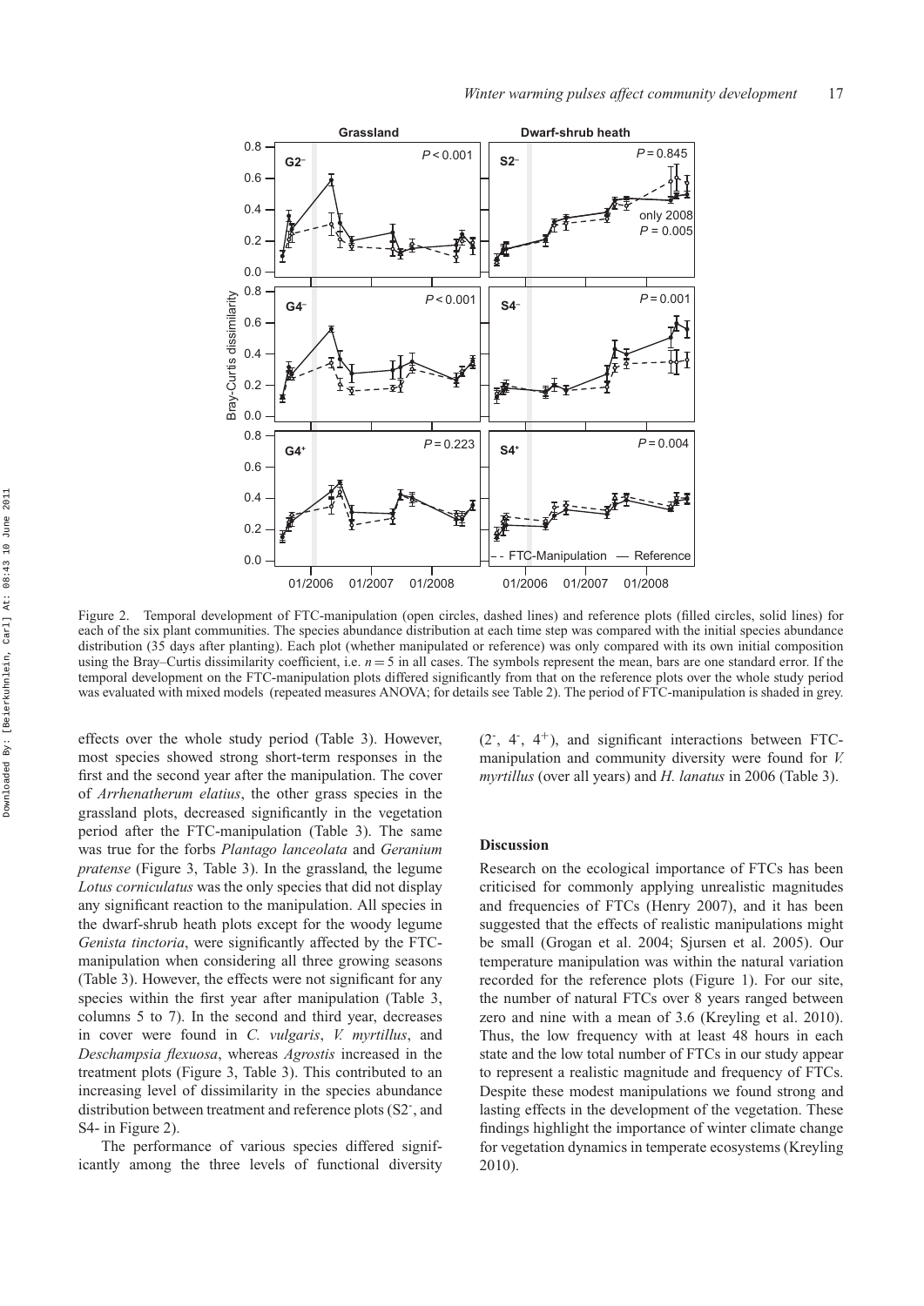Figure 2. Temporal development of FTC-manipulation (open circles, dashed lines) and reference plots (filled circles, solid lines) for each of the six plant communities. The species abundance distribution at each time step was compared with the initial species abundance distribution (35 days after planting). Each plot (whether manipulated or reference) was only compared with its own initial composition using the Bray–Curtis dissimilarity coefficient, i.e. $n = 5$ in all cases. The symbols represent the mean, bars are one standard error. If the temporal development on the FTC-manipulation plots differed significantly from that on the reference plots over the whole study period was evaluated with mixed models (repeated measures ANOVA; for details see Table 2). The period of FTC-manipulation is shaded in grey.

effects over the whole study period (Table 3). However, most species showed strong short-term responses in the first and the second year after the manipulation. The cover of *Arrhenatherum elatius*, the other grass species in the grassland plots, decreased significantly in the vegetation period after the FTC-manipulation (Table 3). The same was true for the forbs *Plantago lanceolata* and *Geranium pratense* (Figure 3, Table 3). In the grassland, the legume *Lotus corniculatus* was the only species that did not display any significant reaction to the manipulation. All species in the dwarf-shrub heath plots except for the woody legume *Genista tinctoria*, were significantly affected by the FTC-manipulation when considering all three growing seasons (Table 3). However, the effects were not significant for any species within the first year after manipulation (Table 3, columns 5 to 7). In the second and third year, decreases in cover were found in *C. vulgaris*, *V. myrtillus*, and *Deschampsia flexuosa*, whereas *Agrostis* increased in the treatment plots (Figure 3, Table 3). This contributed to an increasing level of dissimilarity in the species abundance distribution between treatment and reference plots ($S2^-$, and S4- in Figure 2).

The performance of various species differed significantly among the three levels of functional diversity ($2^-$, $4^-$, $4^+$), and significant interactions between FTC-manipulation and community diversity were found for *V. myrtillus* (over all years) and *H. lanatus* in 2006 (Table 3).

## Discussion

Research on the ecological importance of FTCs has been criticised for commonly applying unrealistic magnitudes and frequencies of FTCs (Henry 2007), and it has been suggested that the effects of realistic manipulations might be small (Grogan et al. 2004; Sjursen et al. 2005). Our temperature manipulation was within the natural variation recorded for the reference plots (Figure 1). For our site, the number of natural FTCs over 8 years ranged between zero and nine with a mean of 3.6 (Kreyling et al. 2010). Thus, the low frequency with at least 48 hours in each state and the low total number of FTCs in our study appear to represent a realistic magnitude and frequency of FTCs. Despite these modest manipulations we found strong and lasting effects in the development of the vegetation. These findings highlight the importance of winter climate change for vegetation dynamics in temperate ecosystems (Kreyling 2010).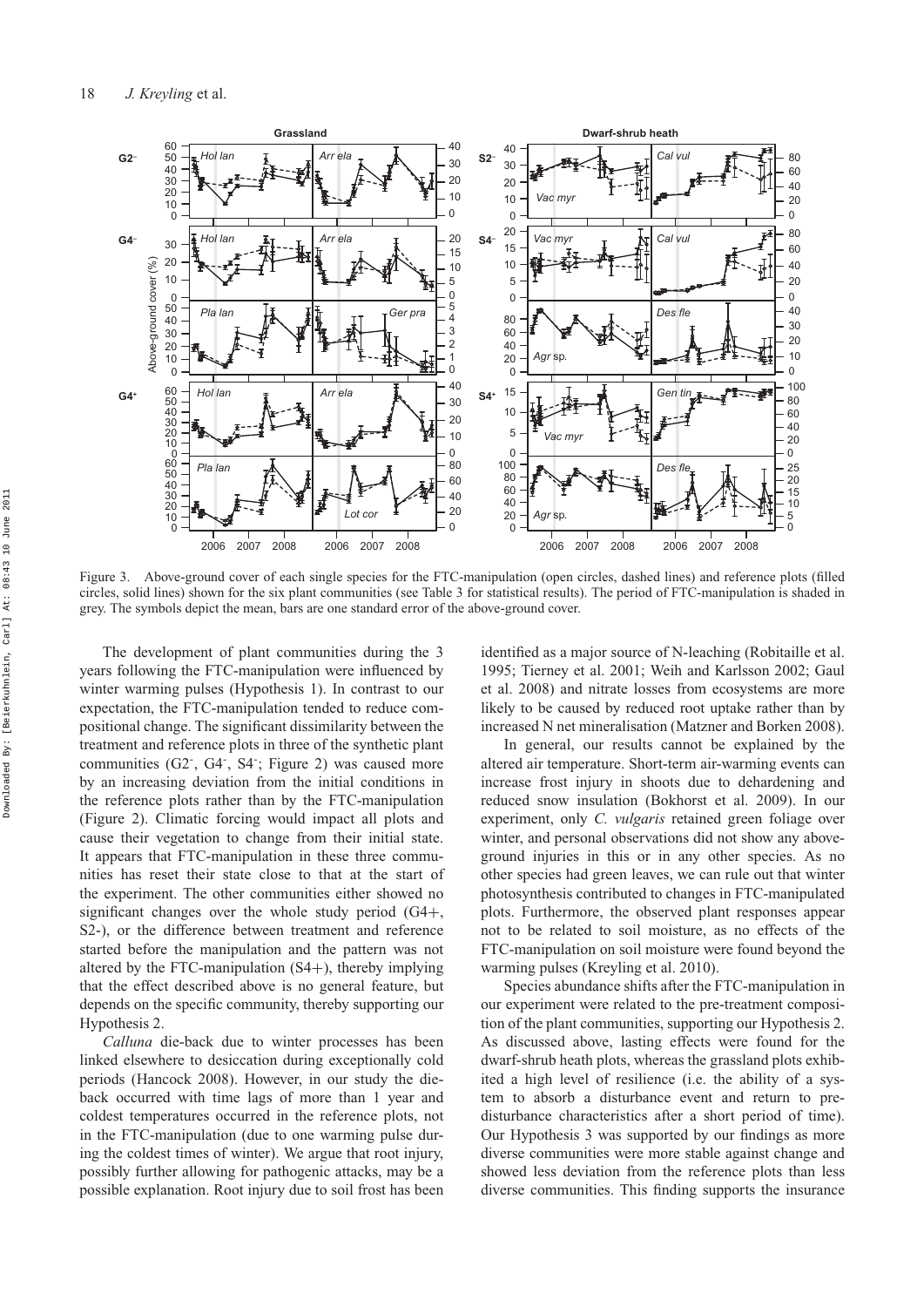Figure 3. Above-ground cover of each single species for the FTC-manipulation (open circles, dashed lines) and reference plots (filled circles, solid lines) shown for the six plant communities (see Table 3 for statistical results). The period of FTC-manipulation is shaded in grey. The symbols depict the mean, bars are one standard error of the above-ground cover.

The development of plant communities during the 3 years following the FTC-manipulation were influenced by winter warming pulses (Hypothesis 1). In contrast to our expectation, the FTC-manipulation tended to reduce compositional change. The significant dissimilarity between the treatment and reference plots in three of the synthetic plant communities (G2$^-$, G4$^-$, S4$^-$; Figure 2) was caused more by an increasing deviation from the initial conditions in the reference plots rather than by the FTC-manipulation (Figure 2). Climatic forcing would impact all plots and cause their vegetation to change from their initial state. It appears that FTC-manipulation in these three communities has reset their state close to that at the start of the experiment. The other communities either showed no significant changes over the whole study period (G4+, S2-), or the difference between treatment and reference started before the manipulation and the pattern was not altered by the FTC-manipulation (S4+), thereby implying that the effect described above is no general feature, but depends on the specific community, thereby supporting our Hypothesis 2.

*Calluna* die-back due to winter processes has been linked elsewhere to desiccation during exceptionally cold periods (Hancock 2008). However, in our study the die-back occurred with time lags of more than 1 year and coldest temperatures occurred in the reference plots, not in the FTC-manipulation (due to one warming pulse during the coldest times of winter). We argue that root injury, possibly further allowing for pathogenic attacks, may be a possible explanation. Root injury due to soil frost has been identified as a major source of N-leaching (Robitaille et al. 1995; Tierney et al. 2001; Weih and Karlsson 2002; Gaul et al. 2008) and nitrate losses from ecosystems are more likely to be caused by reduced root uptake rather than by increased N net mineralisation (Matzner and Borken 2008).

In general, our results cannot be explained by the altered air temperature. Short-term air-warming events can increase frost injury in shoots due to dehardening and reduced snow insulation (Bokhorst et al. 2009). In our experiment, only *C. vulgaris* retained green foliage over winter, and personal observations did not show any above-ground injuries in this or in any other species. As no other species had green leaves, we can rule out that winter photosynthesis contributed to changes in FTC-manipulated plots. Furthermore, the observed plant responses appear not to be related to soil moisture, as no effects of the FTC-manipulation on soil moisture were found beyond the warming pulses (Kreyling et al. 2010).

Species abundance shifts after the FTC-manipulation in our experiment were related to the pre-treatment composition of the plant communities, supporting our Hypothesis 2. As discussed above, lasting effects were found for the dwarf-shrub heath plots, whereas the grassland plots exhibited a high level of resilience (i.e. the ability of a system to absorb a disturbance event and return to pre-disturbance characteristics after a short period of time). Our Hypothesis 3 was supported by our findings as more diverse communities were more stable against change and showed less deviation from the reference plots than less diverse communities. This finding supports the insurance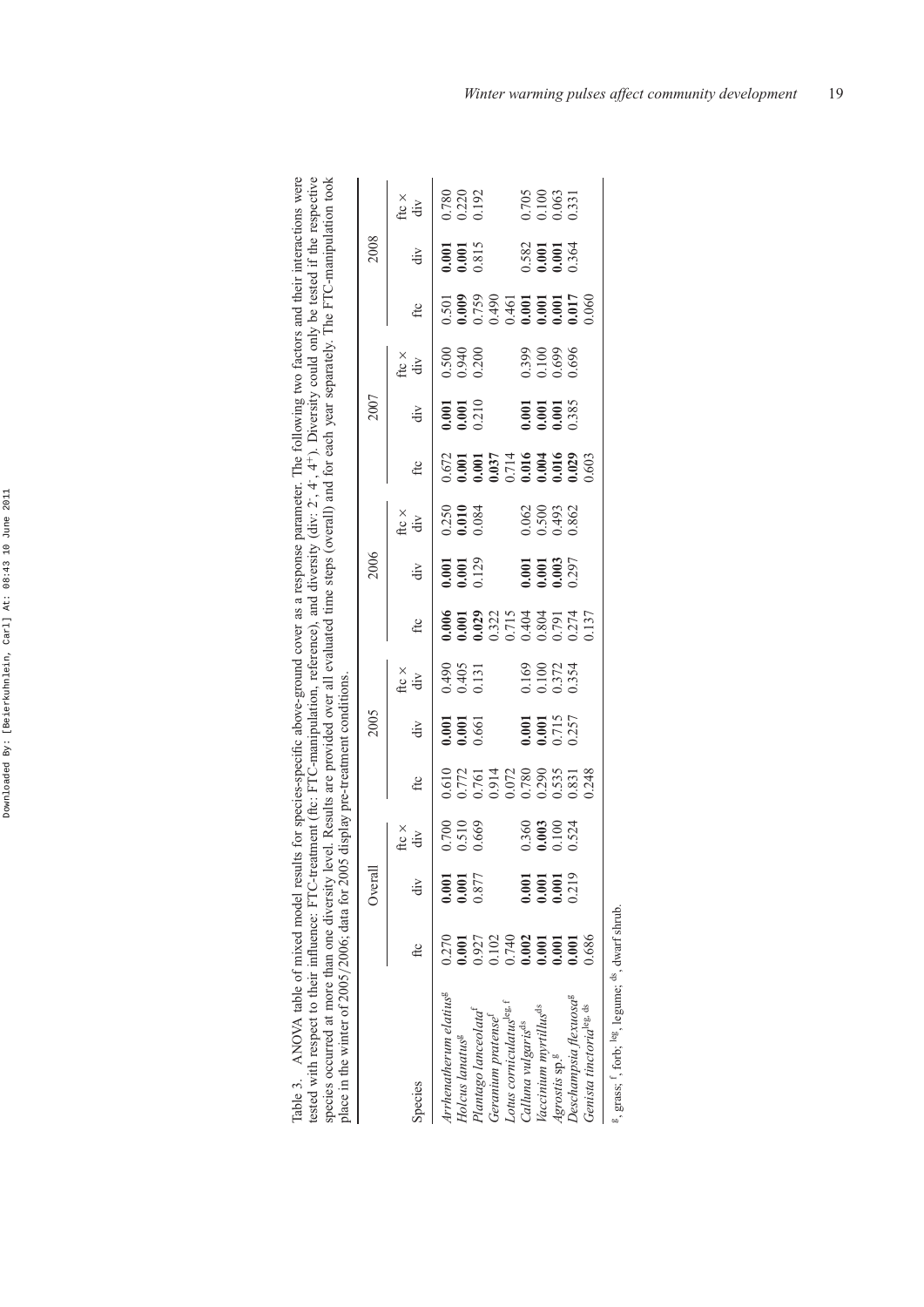Table 3. ANOVA table of mixed model results for species-specific above-ground cover as a response parameter. The following two factors and their interactions were tested with respect to their influence: FTC-treatment (ftc: FTC-manipulation, reference), and diversity (div: $2^-$, $4^-$, $4^+$). Diversity could only be tested if the respective species occurred at more than one diversity level. Results are provided over all evaluated time steps (overall) and for each year separately. The FTC-manipulation took place in the winter of 2005/2006; data for 2005 display pre-treatment conditions.

| Species | Overall | | | 2005 | | | 2006 | | | 2007 | | | 2008 | | |
|---|---|---|---|---|---|---|---|---|---|---|---|---|---|---|---|
| | ftc | div | ftc × div | ftc | div | ftc × div | ftc | div | ftc × div | ftc | div | ftc × div | ftc | div | ftc × div |
| *Arrhenatherum elatius*[g] | 0.270 | **0.001** | 0.700 | 0.610 | **0.001** | 0.490 | **0.006** | **0.001** | 0.250 | 0.672 | **0.001** | 0.500 | 0.501 | **0.001** | 0.780 |
| *Holcus lanatus*[g] | **0.001** | **0.001** | 0.510 | 0.772 | **0.001** | 0.405 | **0.001** | **0.001** | **0.010** | **0.001** | **0.001** | 0.940 | **0.009** | **0.001** | 0.220 |
| *Plantago lanceolata*[f] | 0.927 | 0.877 | 0.669 | 0.761 | 0.661 | 0.131 | **0.029** | 0.129 | 0.084 | **0.001** | 0.210 | 0.200 | 0.759 | 0.815 | 0.192 |
| *Geranium pratense*[f] | 0.102 | | | 0.914 | | | 0.322 | | | **0.037** | | | 0.490 | | |
| *Lotus corniculatus*[leg, f] | 0.740 | | | 0.072 | | | 0.715 | | | 0.714 | | | 0.461 | | |
| *Calluna vulgaris*[ds] | **0.002** | **0.001** | 0.360 | 0.780 | **0.001** | 0.169 | 0.404 | **0.001** | 0.062 | **0.016** | **0.001** | 0.399 | **0.001** | 0.582 | 0.705 |
| *Vaccinium myrtillus*[ds] | **0.001** | **0.001** | **0.003** | 0.290 | **0.001** | 0.100 | 0.804 | **0.001** | 0.500 | **0.004** | **0.001** | 0.100 | **0.001** | **0.001** | 0.100 |
| *Agrostis* sp.[g] | **0.001** | **0.001** | 0.100 | 0.535 | 0.715 | 0.372 | 0.791 | **0.003** | 0.493 | **0.016** | **0.001** | 0.699 | **0.001** | **0.001** | 0.063 |
| *Deschampsia flexuosa*[g] | **0.001** | 0.219 | 0.524 | 0.831 | 0.257 | 0.354 | 0.274 | 0.297 | 0.862 | **0.029** | 0.385 | 0.696 | **0.017** | 0.364 | 0.331 |
| *Genista tinctoria*[leg, ds] | 0.686 | | | 0.248 | | | 0.137 | | | 0.603 | | | 0.060 | | |

[g], grass; [f], forb; [leg], legume; [ds], dwarf shrub.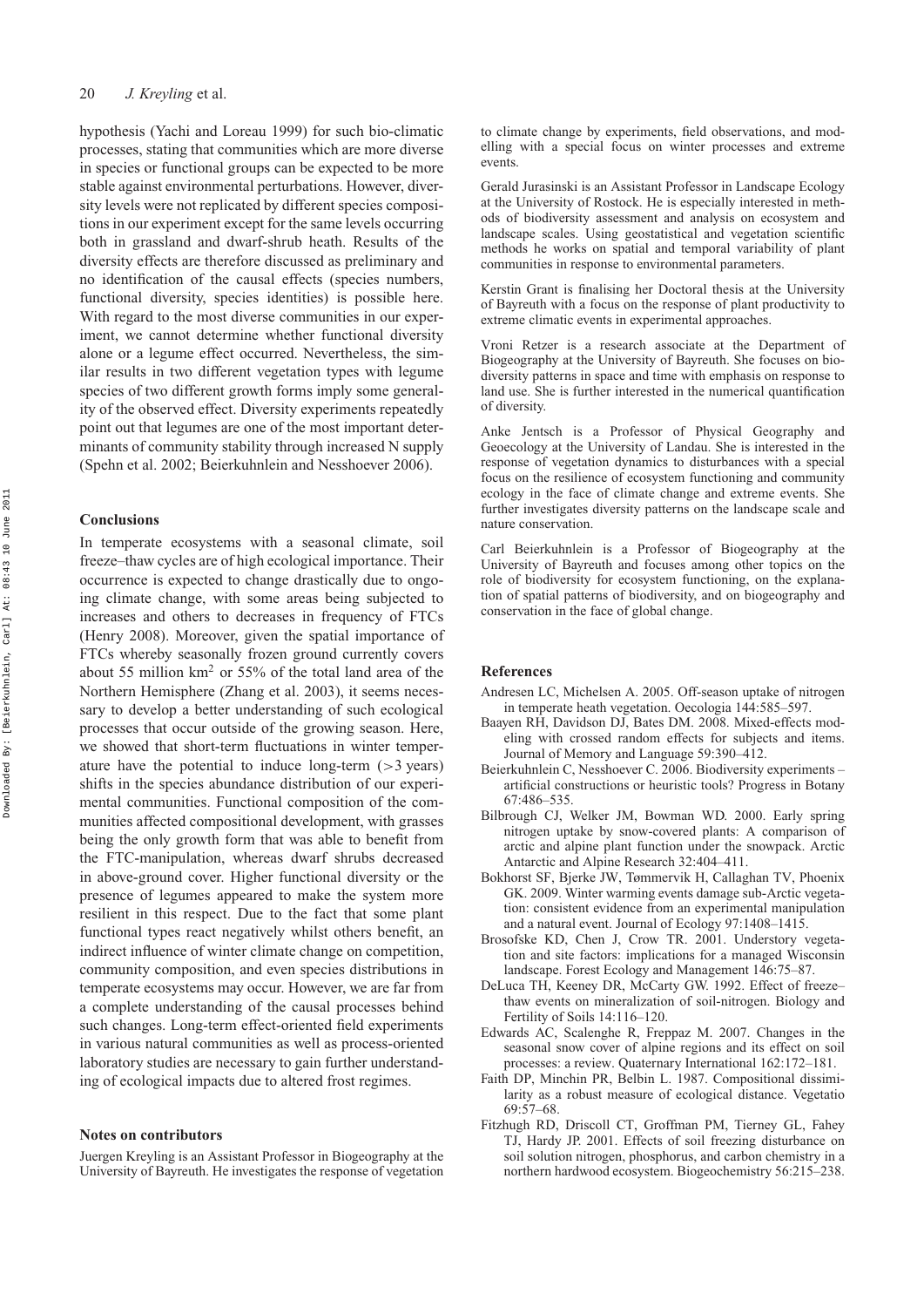hypothesis (Yachi and Loreau 1999) for such bio-climatic processes, stating that communities which are more diverse in species or functional groups can be expected to be more stable against environmental perturbations. However, diversity levels were not replicated by different species compositions in our experiment except for the same levels occurring both in grassland and dwarf-shrub heath. Results of the diversity effects are therefore discussed as preliminary and no identification of the causal effects (species numbers, functional diversity, species identities) is possible here. With regard to the most diverse communities in our experiment, we cannot determine whether functional diversity alone or a legume effect occurred. Nevertheless, the similar results in two different vegetation types with legume species of two different growth forms imply some generality of the observed effect. Diversity experiments repeatedly point out that legumes are one of the most important determinants of community stability through increased N supply (Spehn et al. 2002; Beierkuhnlein and Nesshoever 2006).

## Conclusions

In temperate ecosystems with a seasonal climate, soil freeze–thaw cycles are of high ecological importance. Their occurrence is expected to change drastically due to ongoing climate change, with some areas being subjected to increases and others to decreases in frequency of FTCs (Henry 2008). Moreover, given the spatial importance of FTCs whereby seasonally frozen ground currently covers about 55 million km$^2$ or 55% of the total land area of the Northern Hemisphere (Zhang et al. 2003), it seems necessary to develop a better understanding of such ecological processes that occur outside of the growing season. Here, we showed that short-term fluctuations in winter temperature have the potential to induce long-term (>3 years) shifts in the species abundance distribution of our experimental communities. Functional composition of the communities affected compositional development, with grasses being the only growth form that was able to benefit from the FTC-manipulation, whereas dwarf shrubs decreased in above-ground cover. Higher functional diversity or the presence of legumes appeared to make the system more resilient in this respect. Due to the fact that some plant functional types react negatively whilst others benefit, an indirect influence of winter climate change on competition, community composition, and even species distributions in temperate ecosystems may occur. However, we are far from a complete understanding of the causal processes behind such changes. Long-term effect-oriented field experiments in various natural communities as well as process-oriented laboratory studies are necessary to gain further understanding of ecological impacts due to altered frost regimes.

## Notes on contributors

Juergen Kreyling is an Assistant Professor in Biogeography at the University of Bayreuth. He investigates the response of vegetation to climate change by experiments, field observations, and modelling with a special focus on winter processes and extreme events.

Gerald Jurasinski is an Assistant Professor in Landscape Ecology at the University of Rostock. He is especially interested in methods of biodiversity assessment and analysis on ecosystem and landscape scales. Using geostatistical and vegetation scientific methods he works on spatial and temporal variability of plant communities in response to environmental parameters.

Kerstin Grant is finalising her Doctoral thesis at the University of Bayreuth with a focus on the response of plant productivity to extreme climatic events in experimental approaches.

Vroni Retzer is a research associate at the Department of Biogeography at the University of Bayreuth. She focuses on biodiversity patterns in space and time with emphasis on response to land use. She is further interested in the numerical quantification of diversity.

Anke Jentsch is a Professor of Physical Geography and Geoecology at the University of Landau. She is interested in the response of vegetation dynamics to disturbances with a special focus on the resilience of ecosystem functioning and community ecology in the face of climate change and extreme events. She further investigates diversity patterns on the landscape scale and nature conservation.

Carl Beierkuhnlein is a Professor of Biogeography at the University of Bayreuth and focuses among other topics on the role of biodiversity for ecosystem functioning, on the explanation of spatial patterns of biodiversity, and on biogeography and conservation in the face of global change.

## References

Andresen LC, Michelsen A. 2005. Off-season uptake of nitrogen in temperate heath vegetation. Oecologia 144:585–597.

Baayen RH, Davidson DJ, Bates DM. 2008. Mixed-effects modeling with crossed random effects for subjects and items. Journal of Memory and Language 59:390–412.

Beierkuhnlein C, Nesshoever C. 2006. Biodiversity experiments – artificial constructions or heuristic tools? Progress in Botany 67:486–535.

Bilbrough CJ, Welker JM, Bowman WD. 2000. Early spring nitrogen uptake by snow-covered plants: A comparison of arctic and alpine plant function under the snowpack. Arctic Antarctic and Alpine Research 32:404–411.

Bokhorst SF, Bjerke JW, Tømmervik H, Callaghan TV, Phoenix GK. 2009. Winter warming events damage sub-Arctic vegetation: consistent evidence from an experimental manipulation and a natural event. Journal of Ecology 97:1408–1415.

Brosofske KD, Chen J, Crow TR. 2001. Understory vegetation and site factors: implications for a managed Wisconsin landscape. Forest Ecology and Management 146:75–87.

DeLuca TH, Keeney DR, McCarty GW. 1992. Effect of freeze–thaw events on mineralization of soil-nitrogen. Biology and Fertility of Soils 14:116–120.

Edwards AC, Scalenghe R, Freppaz M. 2007. Changes in the seasonal snow cover of alpine regions and its effect on soil processes: a review. Quaternary International 162:172–181.

Faith DP, Minchin PR, Belbin L. 1987. Compositional dissimilarity as a robust measure of ecological distance. Vegetatio 69:57–68.

Fitzhugh RD, Driscoll CT, Groffman PM, Tierney GL, Fahey TJ, Hardy JP. 2001. Effects of soil freezing disturbance on soil solution nitrogen, phosphorus, and carbon chemistry in a northern hardwood ecosystem. Biogeochemistry 56:215–238.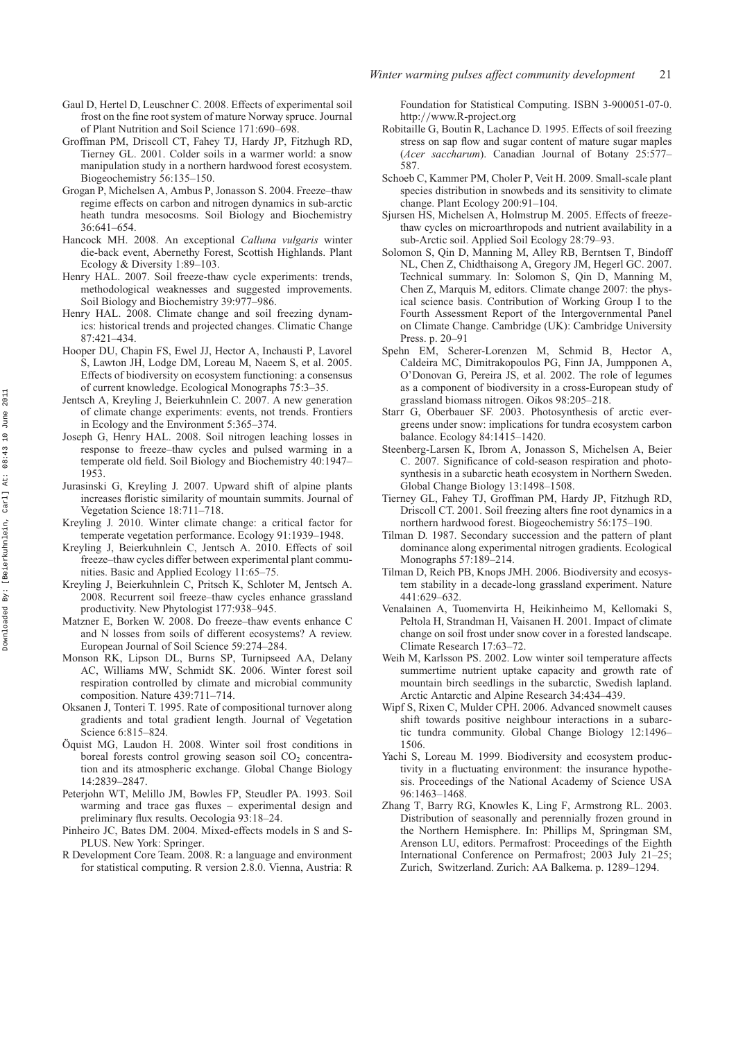Gaul D, Hertel D, Leuschner C. 2008. Effects of experimental soil frost on the fine root system of mature Norway spruce. Journal of Plant Nutrition and Soil Science 171:690–698.

Groffman PM, Driscoll CT, Fahey TJ, Hardy JP, Fitzhugh RD, Tierney GL. 2001. Colder soils in a warmer world: a snow manipulation study in a northern hardwood forest ecosystem. Biogeochemistry 56:135–150.

Grogan P, Michelsen A, Ambus P, Jonasson S. 2004. Freeze–thaw regime effects on carbon and nitrogen dynamics in sub-arctic heath tundra mesocosms. Soil Biology and Biochemistry 36:641–654.

Hancock MH. 2008. An exceptional *Calluna vulgaris* winter die-back event, Abernethy Forest, Scottish Highlands. Plant Ecology & Diversity 1:89–103.

Henry HAL. 2007. Soil freeze-thaw cycle experiments: trends, methodological weaknesses and suggested improvements. Soil Biology and Biochemistry 39:977–986.

Henry HAL. 2008. Climate change and soil freezing dynamics: historical trends and projected changes. Climatic Change 87:421–434.

Hooper DU, Chapin FS, Ewel JJ, Hector A, Inchausti P, Lavorel S, Lawton JH, Lodge DM, Loreau M, Naeem S, et al. 2005. Effects of biodiversity on ecosystem functioning: a consensus of current knowledge. Ecological Monographs 75:3–35.

Jentsch A, Kreyling J, Beierkuhnlein C. 2007. A new generation of climate change experiments: events, not trends. Frontiers in Ecology and the Environment 5:365–374.

Joseph G, Henry HAL. 2008. Soil nitrogen leaching losses in response to freeze–thaw cycles and pulsed warming in a temperate old field. Soil Biology and Biochemistry 40:1947–1953.

Jurasinski G, Kreyling J. 2007. Upward shift of alpine plants increases floristic similarity of mountain summits. Journal of Vegetation Science 18:711–718.

Kreyling J. 2010. Winter climate change: a critical factor for temperate vegetation performance. Ecology 91:1939–1948.

Kreyling J, Beierkuhnlein C, Jentsch A. 2010. Effects of soil freeze–thaw cycles differ between experimental plant communities. Basic and Applied Ecology 11:65–75.

Kreyling J, Beierkuhnlein C, Pritsch K, Schloter M, Jentsch A. 2008. Recurrent soil freeze–thaw cycles enhance grassland productivity. New Phytologist 177:938–945.

Matzner E, Borken W. 2008. Do freeze–thaw events enhance C and N losses from soils of different ecosystems? A review. European Journal of Soil Science 59:274–284.

Monson RK, Lipson DL, Burns SP, Turnipseed AA, Delany AC, Williams MW, Schmidt SK. 2006. Winter forest soil respiration controlled by climate and microbial community composition. Nature 439:711–714.

Oksanen J, Tonteri T. 1995. Rate of compositional turnover along gradients and total gradient length. Journal of Vegetation Science 6:815–824.

Öquist MG, Laudon H. 2008. Winter soil frost conditions in boreal forests control growing season soil $CO_2$ concentration and its atmospheric exchange. Global Change Biology 14:2839–2847.

Peterjohn WT, Melillo JM, Bowles FP, Steudler PA. 1993. Soil warming and trace gas fluxes – experimental design and preliminary flux results. Oecologia 93:18–24.

Pinheiro JC, Bates DM. 2004. Mixed-effects models in S and S-PLUS. New York: Springer.

R Development Core Team. 2008. R: a language and environment for statistical computing. R version 2.8.0. Vienna, Austria: R Foundation for Statistical Computing. ISBN 3-900051-07-0. http://www.R-project.org

Robitaille G, Boutin R, Lachance D. 1995. Effects of soil freezing stress on sap flow and sugar content of mature sugar maples (*Acer saccharum*). Canadian Journal of Botany 25:577–587.

Schoeb C, Kammer PM, Choler P, Veit H. 2009. Small-scale plant species distribution in snowbeds and its sensitivity to climate change. Plant Ecology 200:91–104.

Sjursen HS, Michelsen A, Holmstrup M. 2005. Effects of freeze-thaw cycles on microarthropods and nutrient availability in a sub-Arctic soil. Applied Soil Ecology 28:79–93.

Solomon S, Qin D, Manning M, Alley RB, Berntsen T, Bindoff NL, Chen Z, Chidthaisong A, Gregory JM, Hegerl GC. 2007. Technical summary. In: Solomon S, Qin D, Manning M, Chen Z, Marquis M, editors. Climate change 2007: the physical science basis. Contribution of Working Group I to the Fourth Assessment Report of the Intergovernmental Panel on Climate Change. Cambridge (UK): Cambridge University Press. p. 20–91

Spehn EM, Scherer-Lorenzen M, Schmid B, Hector A, Caldeira MC, Dimitrakopoulos PG, Finn JA, Jumpponen A, O'Donovan G, Pereira JS, et al. 2002. The role of legumes as a component of biodiversity in a cross-European study of grassland biomass nitrogen. Oikos 98:205–218.

Starr G, Oberbauer SF. 2003. Photosynthesis of arctic evergreens under snow: implications for tundra ecosystem carbon balance. Ecology 84:1415–1420.

Steenberg-Larsen K, Ibrom A, Jonasson S, Michelsen A, Beier C. 2007. Significance of cold-season respiration and photosynthesis in a subarctic heath ecosystem in Northern Sweden. Global Change Biology 13:1498–1508.

Tierney GL, Fahey TJ, Groffman PM, Hardy JP, Fitzhugh RD, Driscoll CT. 2001. Soil freezing alters fine root dynamics in a northern hardwood forest. Biogeochemistry 56:175–190.

Tilman D. 1987. Secondary succession and the pattern of plant dominance along experimental nitrogen gradients. Ecological Monographs 57:189–214.

Tilman D, Reich PB, Knops JMH. 2006. Biodiversity and ecosystem stability in a decade-long grassland experiment. Nature 441:629–632.

Venalainen A, Tuomenvirta H, Heikinheimo M, Kellomaki S, Peltola H, Strandman H, Vaisanen H. 2001. Impact of climate change on soil frost under snow cover in a forested landscape. Climate Research 17:63–72.

Weih M, Karlsson PS. 2002. Low winter soil temperature affects summertime nutrient uptake capacity and growth rate of mountain birch seedlings in the subarctic, Swedish lapland. Arctic Antarctic and Alpine Research 34:434–439.

Wipf S, Rixen C, Mulder CPH. 2006. Advanced snowmelt causes shift towards positive neighbour interactions in a subarctic tundra community. Global Change Biology 12:1496–1506.

Yachi S, Loreau M. 1999. Biodiversity and ecosystem productivity in a fluctuating environment: the insurance hypothesis. Proceedings of the National Academy of Science USA 96:1463–1468.

Zhang T, Barry RG, Knowles K, Ling F, Armstrong RL. 2003. Distribution of seasonally and perennially frozen ground in the Northern Hemisphere. In: Phillips M, Springman SM, Arenson LU, editors. Permafrost: Proceedings of the Eighth International Conference on Permafrost; 2003 July 21–25; Zurich, Switzerland. Zurich: AA Balkema. p. 1289–1294.